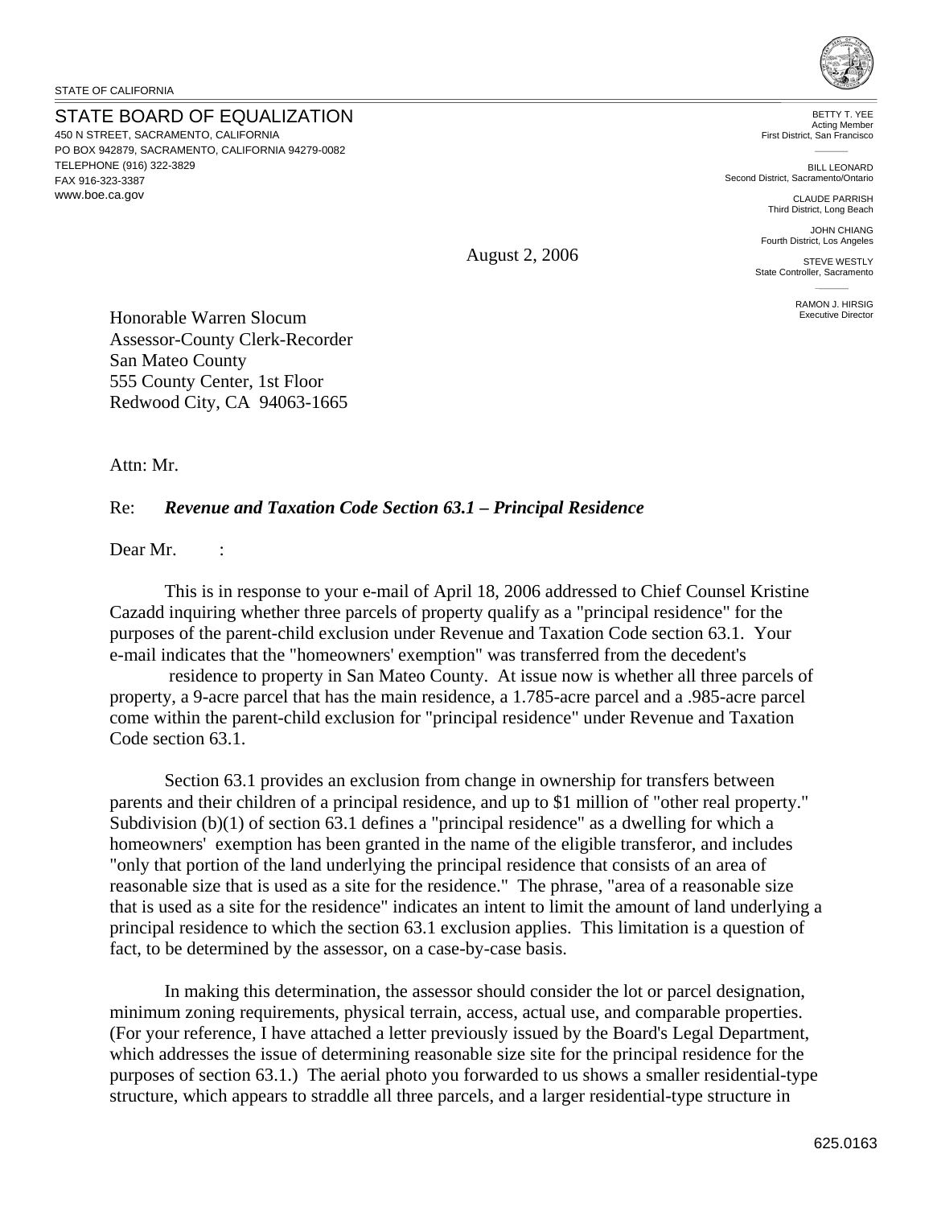STATE OF CALIFORNIA

STATE BOARD OF EQUALIZATION
450 N STREET, SACRAMENTO, CALIFORNIA
PO BOX 942879, SACRAMENTO, CALIFORNIA 94279-0082
TELEPHONE (916) 322-3829
FAX 916-323-3387
www.boe.ca.gov

BETTY T. YEE
Acting Member
First District, San Francisco

BILL LEONARD
Second District, Sacramento/Ontario

CLAUDE PARRISH
Third District, Long Beach

JOHN CHIANG
Fourth District, Los Angeles

STEVE WESTLY
State Controller, Sacramento

RAMON J. HIRSIG
Executive Director

August 2, 2006

Honorable Warren Slocum
Assessor-County Clerk-Recorder
San Mateo County
555 County Center, 1st Floor
Redwood City, CA 94063-1665

Attn: Mr.

Re: ***Revenue and Taxation Code Section 63.1 – Principal Residence***

Dear Mr. :

This is in response to your e-mail of April 18, 2006 addressed to Chief Counsel Kristine Cazadd inquiring whether three parcels of property qualify as a "principal residence" for the purposes of the parent-child exclusion under Revenue and Taxation Code section 63.1. Your e-mail indicates that the "homeowners' exemption" was transferred from the decedent's residence to property in San Mateo County. At issue now is whether all three parcels of property, a 9-acre parcel that has the main residence, a 1.785-acre parcel and a .985-acre parcel come within the parent-child exclusion for "principal residence" under Revenue and Taxation Code section 63.1.

Section 63.1 provides an exclusion from change in ownership for transfers between parents and their children of a principal residence, and up to $1 million of "other real property." Subdivision (b)(1) of section 63.1 defines a "principal residence" as a dwelling for which a homeowners' exemption has been granted in the name of the eligible transferor, and includes "only that portion of the land underlying the principal residence that consists of an area of reasonable size that is used as a site for the residence." The phrase, "area of a reasonable size that is used as a site for the residence" indicates an intent to limit the amount of land underlying a principal residence to which the section 63.1 exclusion applies. This limitation is a question of fact, to be determined by the assessor, on a case-by-case basis.

In making this determination, the assessor should consider the lot or parcel designation, minimum zoning requirements, physical terrain, access, actual use, and comparable properties. (For your reference, I have attached a letter previously issued by the Board's Legal Department, which addresses the issue of determining reasonable size site for the principal residence for the purposes of section 63.1.) The aerial photo you forwarded to us shows a smaller residential-type structure, which appears to straddle all three parcels, and a larger residential-type structure in

625.0163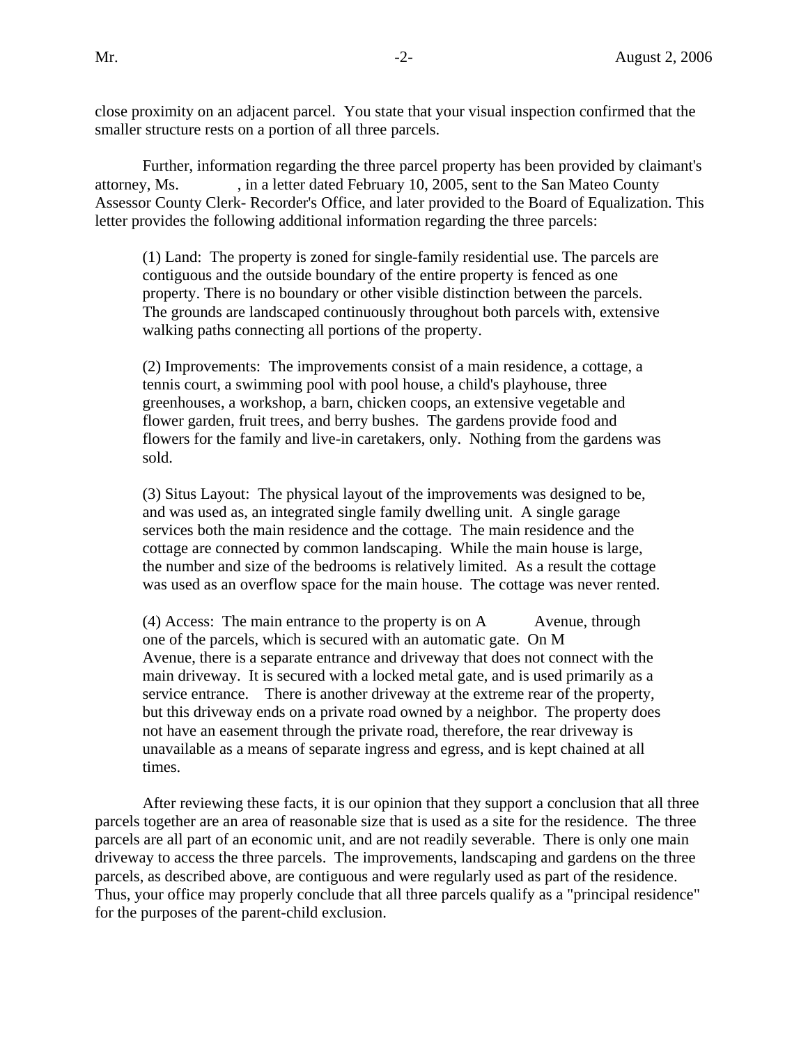close proximity on an adjacent parcel. You state that your visual inspection confirmed that the smaller structure rests on a portion of all three parcels.

Further, information regarding the three parcel property has been provided by claimant's attorney, Ms. , in a letter dated February 10, 2005, sent to the San Mateo County Assessor County Clerk- Recorder's Office, and later provided to the Board of Equalization. This letter provides the following additional information regarding the three parcels:

> (1) Land: The property is zoned for single-family residential use. The parcels are contiguous and the outside boundary of the entire property is fenced as one property. There is no boundary or other visible distinction between the parcels. The grounds are landscaped continuously throughout both parcels with, extensive walking paths connecting all portions of the property.
>
> (2) Improvements: The improvements consist of a main residence, a cottage, a tennis court, a swimming pool with pool house, a child's playhouse, three greenhouses, a workshop, a barn, chicken coops, an extensive vegetable and flower garden, fruit trees, and berry bushes. The gardens provide food and flowers for the family and live-in caretakers, only. Nothing from the gardens was sold.
>
> (3) Situs Layout: The physical layout of the improvements was designed to be, and was used as, an integrated single family dwelling unit. A single garage services both the main residence and the cottage. The main residence and the cottage are connected by common landscaping. While the main house is large, the number and size of the bedrooms is relatively limited. As a result the cottage was used as an overflow space for the main house. The cottage was never rented.
>
> (4) Access: The main entrance to the property is on A Avenue, through one of the parcels, which is secured with an automatic gate. On M Avenue, there is a separate entrance and driveway that does not connect with the main driveway. It is secured with a locked metal gate, and is used primarily as a service entrance. There is another driveway at the extreme rear of the property, but this driveway ends on a private road owned by a neighbor. The property does not have an easement through the private road, therefore, the rear driveway is unavailable as a means of separate ingress and egress, and is kept chained at all times.

After reviewing these facts, it is our opinion that they support a conclusion that all three parcels together are an area of reasonable size that is used as a site for the residence. The three parcels are all part of an economic unit, and are not readily severable. There is only one main driveway to access the three parcels. The improvements, landscaping and gardens on the three parcels, as described above, are contiguous and were regularly used as part of the residence. Thus, your office may properly conclude that all three parcels qualify as a "principal residence" for the purposes of the parent-child exclusion.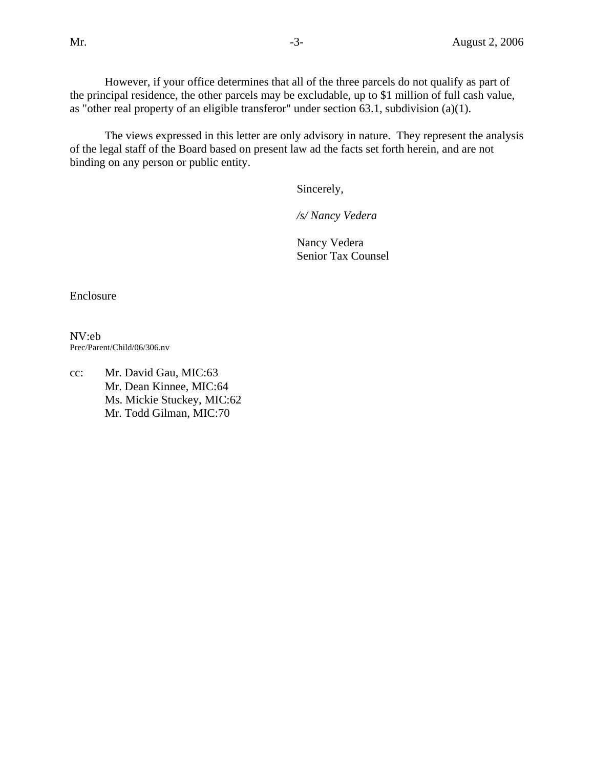However, if your office determines that all of the three parcels do not qualify as part of the principal residence, the other parcels may be excludable, up to $1 million of full cash value, as "other real property of an eligible transferor" under section 63.1, subdivision (a)(1).

The views expressed in this letter are only advisory in nature. They represent the analysis of the legal staff of the Board based on present law ad the facts set forth herein, and are not binding on any person or public entity.

Sincerely,

*/s/ Nancy Vedera*

Nancy Vedera
Senior Tax Counsel

Enclosure

NV:eb
Prec/Parent/Child/06/306.nv

cc: Mr. David Gau, MIC:63
Mr. Dean Kinnee, MIC:64
Ms. Mickie Stuckey, MIC:62
Mr. Todd Gilman, MIC:70